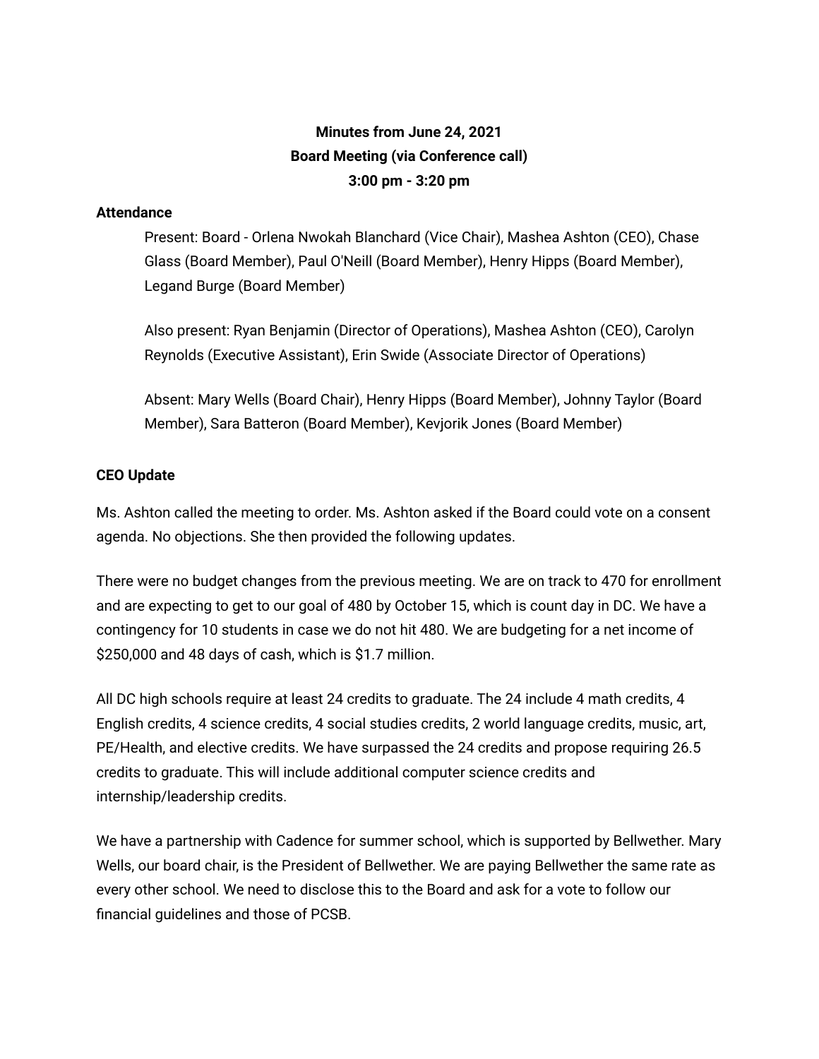**Minutes from June 24, 2021**
**Board Meeting (via Conference call)**
**3:00 pm - 3:20 pm**

**Attendance**

Present: Board - Orlena Nwokah Blanchard (Vice Chair), Mashea Ashton (CEO), Chase Glass (Board Member), Paul O'Neill (Board Member), Henry Hipps (Board Member), Legand Burge (Board Member)

Also present: Ryan Benjamin (Director of Operations), Mashea Ashton (CEO), Carolyn Reynolds (Executive Assistant), Erin Swide (Associate Director of Operations)

Absent: Mary Wells (Board Chair), Henry Hipps (Board Member), Johnny Taylor (Board Member), Sara Batteron (Board Member), Kevjorik Jones (Board Member)

**CEO Update**

Ms. Ashton called the meeting to order. Ms. Ashton asked if the Board could vote on a consent agenda. No objections. She then provided the following updates.

There were no budget changes from the previous meeting. We are on track to 470 for enrollment and are expecting to get to our goal of 480 by October 15, which is count day in DC. We have a contingency for 10 students in case we do not hit 480. We are budgeting for a net income of $250,000 and 48 days of cash, which is $1.7 million.

All DC high schools require at least 24 credits to graduate. The 24 include 4 math credits, 4 English credits, 4 science credits, 4 social studies credits, 2 world language credits, music, art, PE/Health, and elective credits. We have surpassed the 24 credits and propose requiring 26.5 credits to graduate. This will include additional computer science credits and internship/leadership credits.

We have a partnership with Cadence for summer school, which is supported by Bellwether. Mary Wells, our board chair, is the President of Bellwether. We are paying Bellwether the same rate as every other school. We need to disclose this to the Board and ask for a vote to follow our financial guidelines and those of PCSB.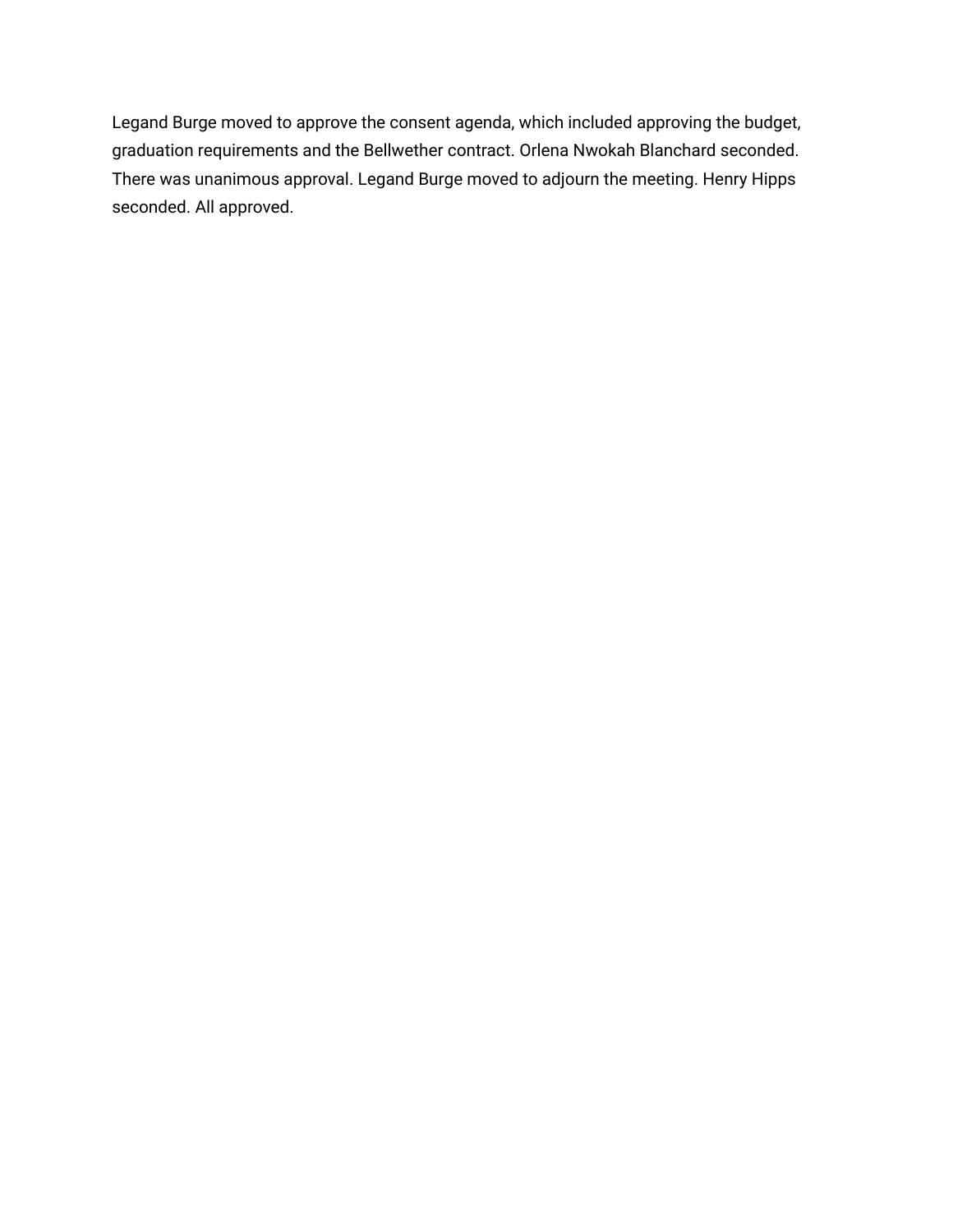Legand Burge moved to approve the consent agenda, which included approving the budget, graduation requirements and the Bellwether contract. Orlena Nwokah Blanchard seconded. There was unanimous approval. Legand Burge moved to adjourn the meeting. Henry Hipps seconded. All approved.